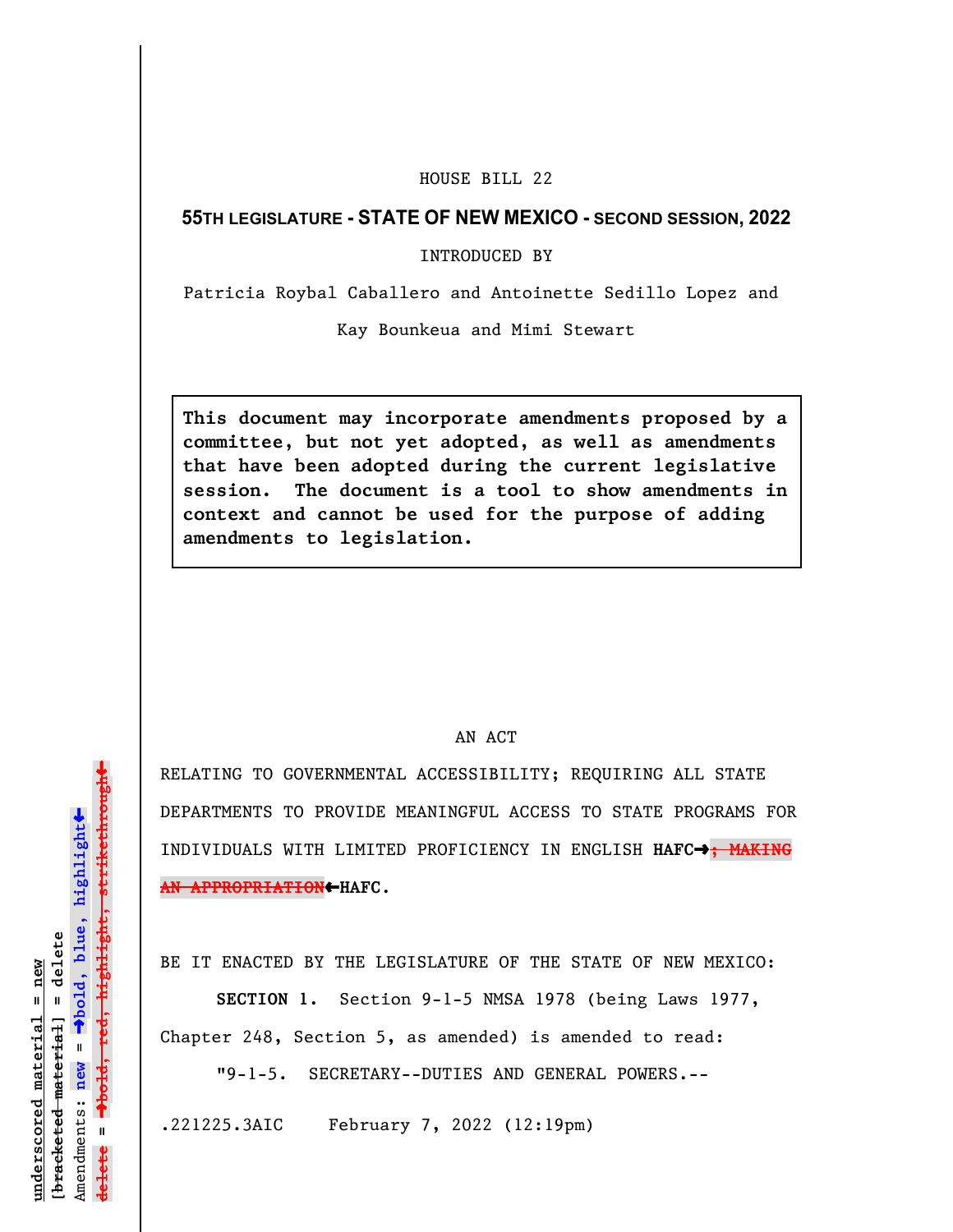HOUSE BILL 22

**55TH LEGISLATURE - STATE OF NEW MEXICO - SECOND SESSION, 2022**

INTRODUCED BY

Patricia Roybal Caballero and Antoinette Sedillo Lopez and

Kay Bounkeua and Mimi Stewart

> **This document may incorporate amendments proposed by a committee, but not yet adopted, as well as amendments that have been adopted during the current legislative session. The document is a tool to show amendments in context and cannot be used for the purpose of adding amendments to legislation.**

AN ACT

RELATING TO GOVERNMENTAL ACCESSIBILITY; REQUIRING ALL STATE DEPARTMENTS TO PROVIDE MEANINGFUL ACCESS TO STATE PROGRAMS FOR INDIVIDUALS WITH LIMITED PROFICIENCY IN ENGLISH **HAFC➔**~~; MAKING AN APPROPRIATION~~**⬅HAFC**.

BE IT ENACTED BY THE LEGISLATURE OF THE STATE OF NEW MEXICO:

**SECTION 1.** Section 9-1-5 NMSA 1978 (being Laws 1977, Chapter 248, Section 5, as amended) is amended to read:

"9-1-5. SECRETARY--DUTIES AND GENERAL POWERS.--

.221225.3AIC February 7, 2022 (12:19pm)

underscored material = new
[bracketed material] = delete
Amendments: new = ➔bold, blue, highlight⬅
delete = ➔~~bold, red, highlight, strikethrough~~⬅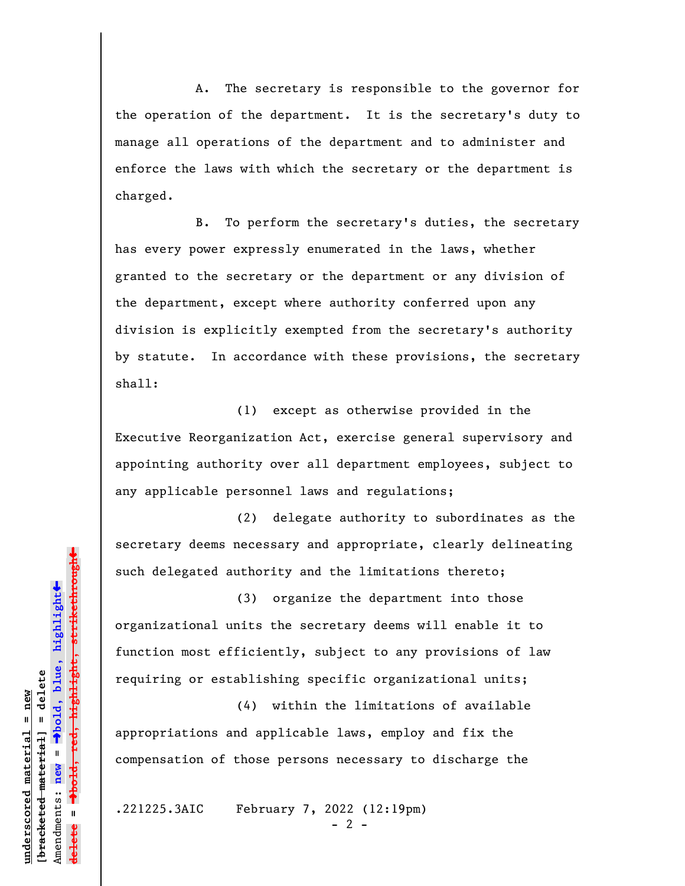A. The secretary is responsible to the governor for the operation of the department. It is the secretary's duty to manage all operations of the department and to administer and enforce the laws with which the secretary or the department is charged.

B. To perform the secretary's duties, the secretary has every power expressly enumerated in the laws, whether granted to the secretary or the department or any division of the department, except where authority conferred upon any division is explicitly exempted from the secretary's authority by statute. In accordance with these provisions, the secretary shall:

(1) except as otherwise provided in the Executive Reorganization Act, exercise general supervisory and appointing authority over all department employees, subject to any applicable personnel laws and regulations;

(2) delegate authority to subordinates as the secretary deems necessary and appropriate, clearly delineating such delegated authority and the limitations thereto;

(3) organize the department into those organizational units the secretary deems will enable it to function most efficiently, subject to any provisions of law requiring or establishing specific organizational units;

(4) within the limitations of available appropriations and applicable laws, employ and fix the compensation of those persons necessary to discharge the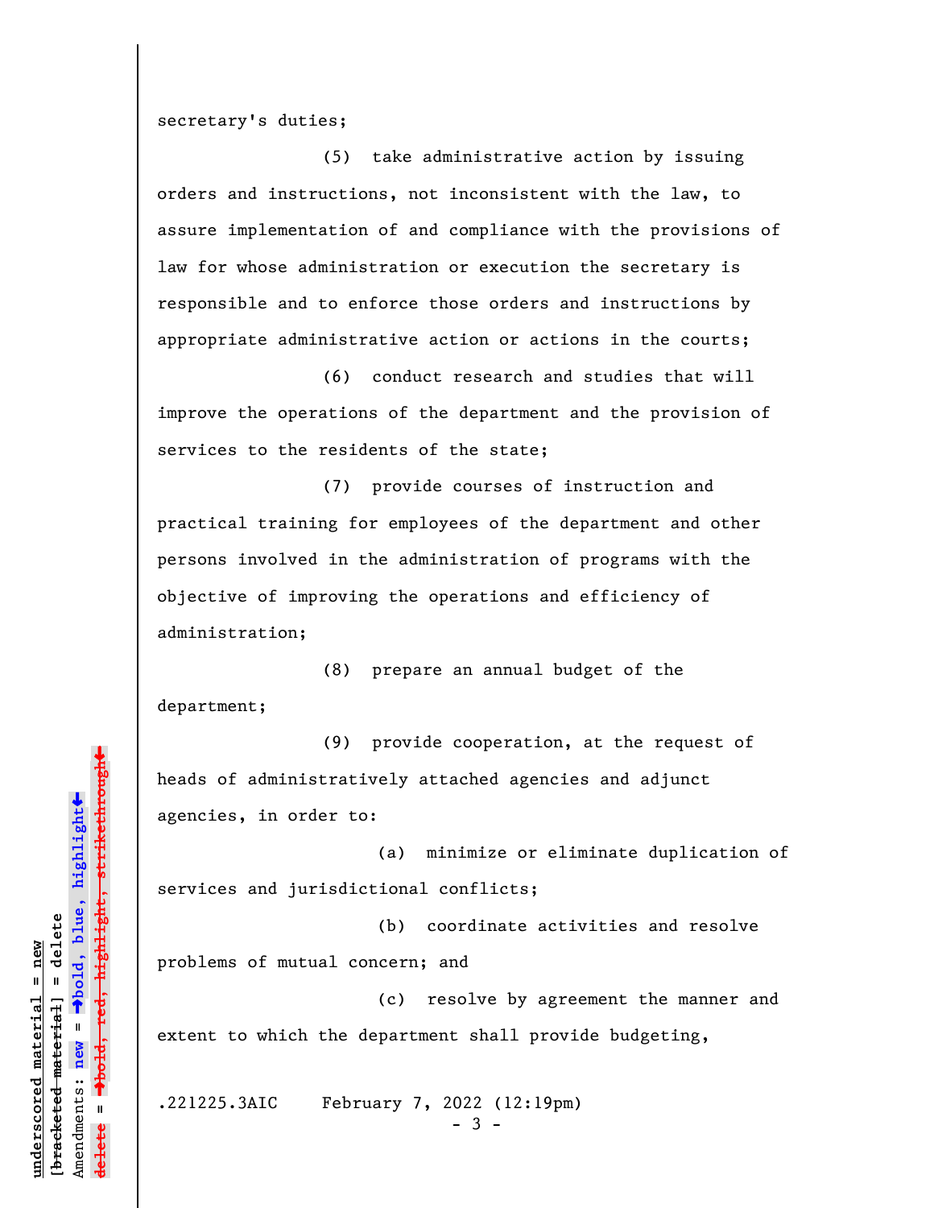secretary's duties;

(5) take administrative action by issuing orders and instructions, not inconsistent with the law, to assure implementation of and compliance with the provisions of law for whose administration or execution the secretary is responsible and to enforce those orders and instructions by appropriate administrative action or actions in the courts;

(6) conduct research and studies that will improve the operations of the department and the provision of services to the residents of the state;

(7) provide courses of instruction and practical training for employees of the department and other persons involved in the administration of programs with the objective of improving the operations and efficiency of administration;

(8) prepare an annual budget of the department;

(9) provide cooperation, at the request of heads of administratively attached agencies and adjunct agencies, in order to:

(a) minimize or eliminate duplication of services and jurisdictional conflicts;

(b) coordinate activities and resolve problems of mutual concern; and

(c) resolve by agreement the manner and extent to which the department shall provide budgeting,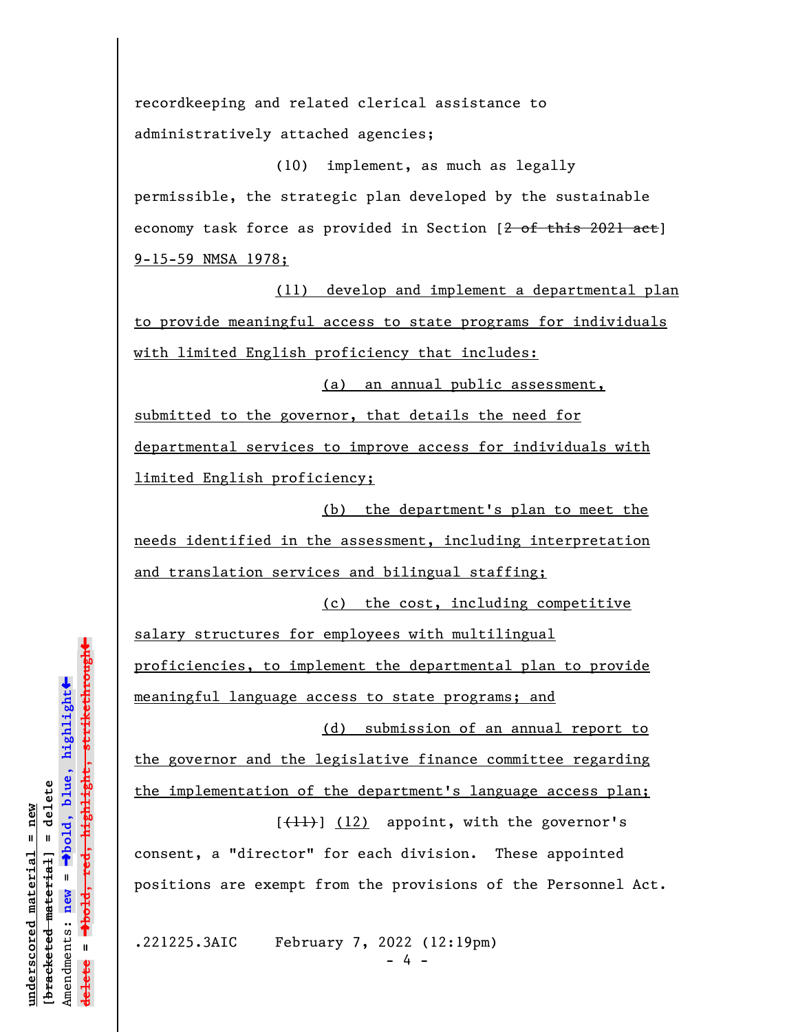recordkeeping and related clerical assistance to administratively attached agencies;

(10) implement, as much as legally permissible, the strategic plan developed by the sustainable economy task force as provided in Section [~~2 of this 2021 act~~] <u>9-15-59 NMSA 1978;</u>

<u>(11) develop and implement a departmental plan to provide meaningful access to state programs for individuals with limited English proficiency that includes:</u>

<u>(a) an annual public assessment, submitted to the governor, that details the need for departmental services to improve access for individuals with limited English proficiency;</u>

<u>(b) the department's plan to meet the needs identified in the assessment, including interpretation and translation services and bilingual staffing;</u>

<u>(c) the cost, including competitive salary structures for employees with multilingual proficiencies, to implement the departmental plan to provide meaningful language access to state programs; and</u>

<u>(d) submission of an annual report to the governor and the legislative finance committee regarding the implementation of the department's language access plan;</u>

[~~(11)~~] <u>(12)</u> appoint, with the governor's consent, a "director" for each division. These appointed positions are exempt from the provisions of the Personnel Act.

.221225.3AIC February 7, 2022 (12:19pm)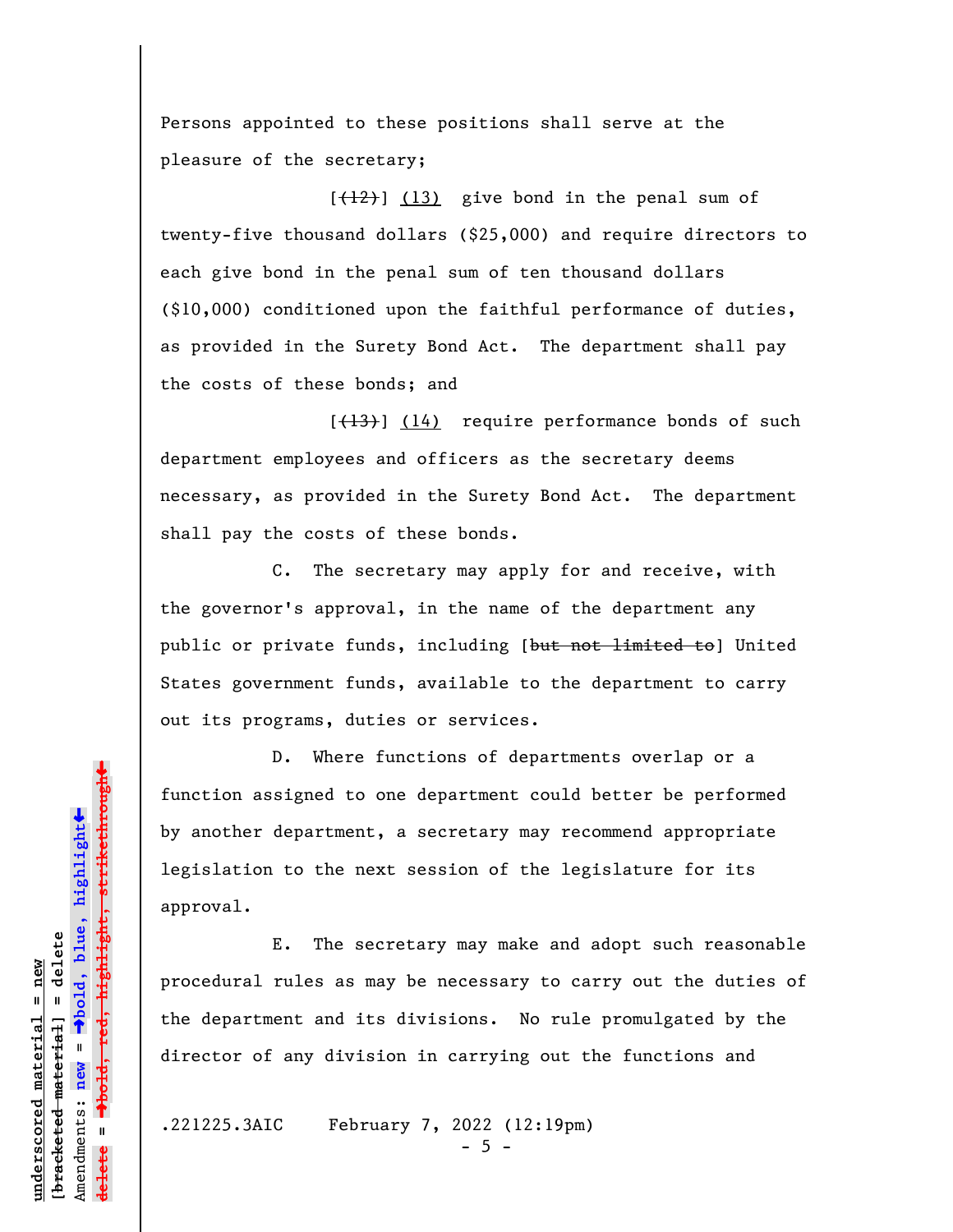Persons appointed to these positions shall serve at the pleasure of the secretary;

[~~(12)~~] <u>(13)</u> give bond in the penal sum of twenty-five thousand dollars ($25,000) and require directors to each give bond in the penal sum of ten thousand dollars ($10,000) conditioned upon the faithful performance of duties, as provided in the Surety Bond Act. The department shall pay the costs of these bonds; and

[~~(13)~~] <u>(14)</u> require performance bonds of such department employees and officers as the secretary deems necessary, as provided in the Surety Bond Act. The department shall pay the costs of these bonds.

C. The secretary may apply for and receive, with the governor's approval, in the name of the department any public or private funds, including [~~but not limited to~~] United States government funds, available to the department to carry out its programs, duties or services.

D. Where functions of departments overlap or a function assigned to one department could better be performed by another department, a secretary may recommend appropriate legislation to the next session of the legislature for its approval.

E. The secretary may make and adopt such reasonable procedural rules as may be necessary to carry out the duties of the department and its divisions. No rule promulgated by the director of any division in carrying out the functions and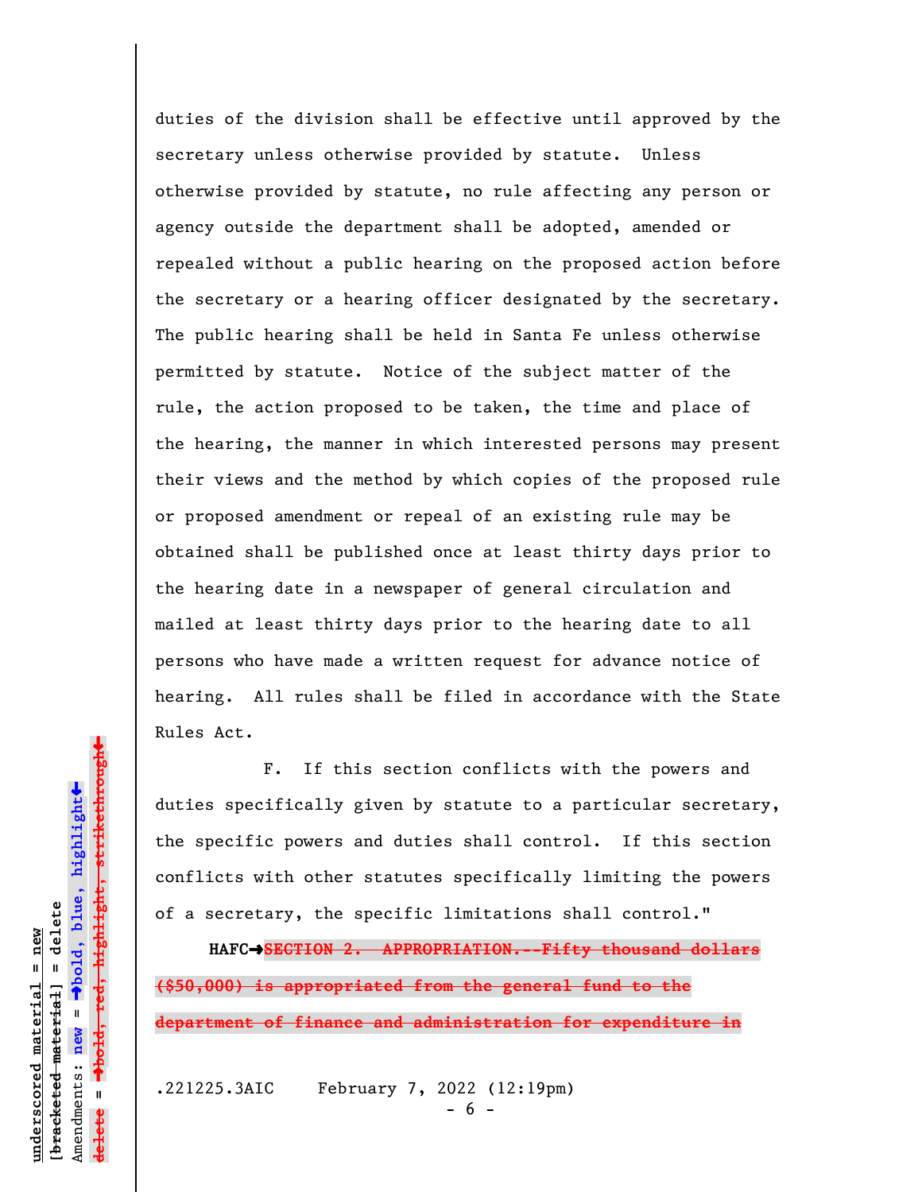duties of the division shall be effective until approved by the secretary unless otherwise provided by statute. Unless otherwise provided by statute, no rule affecting any person or agency outside the department shall be adopted, amended or repealed without a public hearing on the proposed action before the secretary or a hearing officer designated by the secretary. The public hearing shall be held in Santa Fe unless otherwise permitted by statute. Notice of the subject matter of the rule, the action proposed to be taken, the time and place of the hearing, the manner in which interested persons may present their views and the method by which copies of the proposed rule or proposed amendment or repeal of an existing rule may be obtained shall be published once at least thirty days prior to the hearing date in a newspaper of general circulation and mailed at least thirty days prior to the hearing date to all persons who have made a written request for advance notice of hearing. All rules shall be filed in accordance with the State Rules Act.

F. If this section conflicts with the powers and duties specifically given by statute to a particular secretary, the specific powers and duties shall control. If this section conflicts with other statutes specifically limiting the powers of a secretary, the specific limitations shall control."

**HAFC→**~~**SECTION 2. APPROPRIATION.--Fifty thousand dollars ($50,000) is appropriated from the general fund to the department of finance and administration for expenditure in**~~

.221225.3AIC February 7, 2022 (12:19pm)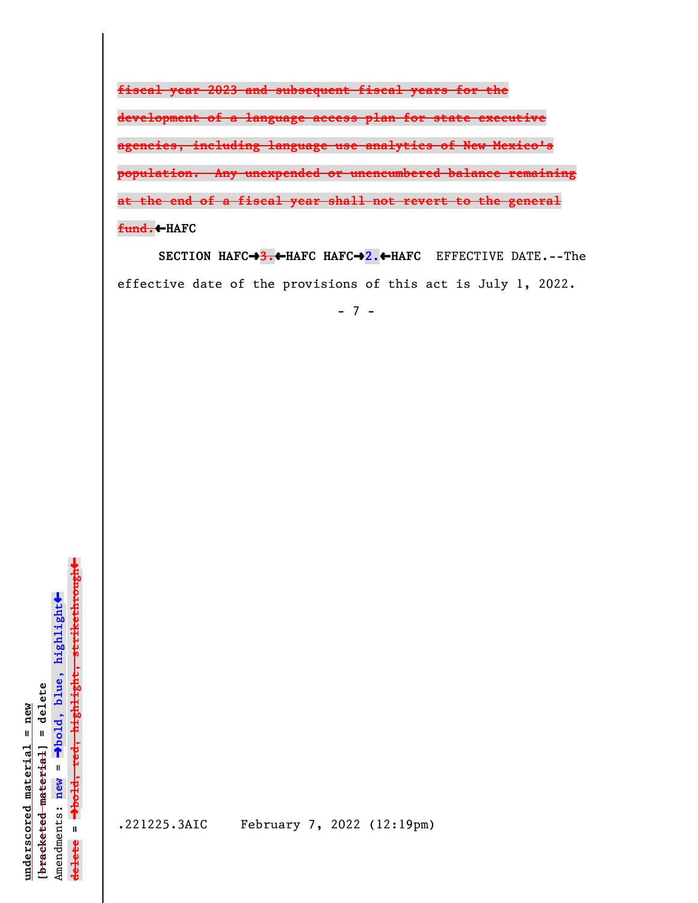~~fiscal year 2023 and subsequent fiscal years for the development of a language access plan for state executive agencies, including language use analytics of New Mexico's population. Any unexpended or unencumbered balance remaining at the end of a fiscal year shall not revert to the general fund.~~←HAFC

**SECTION HAFC→~~3.~~←HAFC HAFC→2.←HAFC** EFFECTIVE DATE.--The effective date of the provisions of this act is July 1, 2022.

.221225.3AIC February 7, 2022 (12:19pm)

underscored material = new
[~~bracketed material~~] = delete
Amendments: new = →**bold, blue, highlight**←
~~delete~~ = →~~**bold, red, highlight, strikethrough**~~←